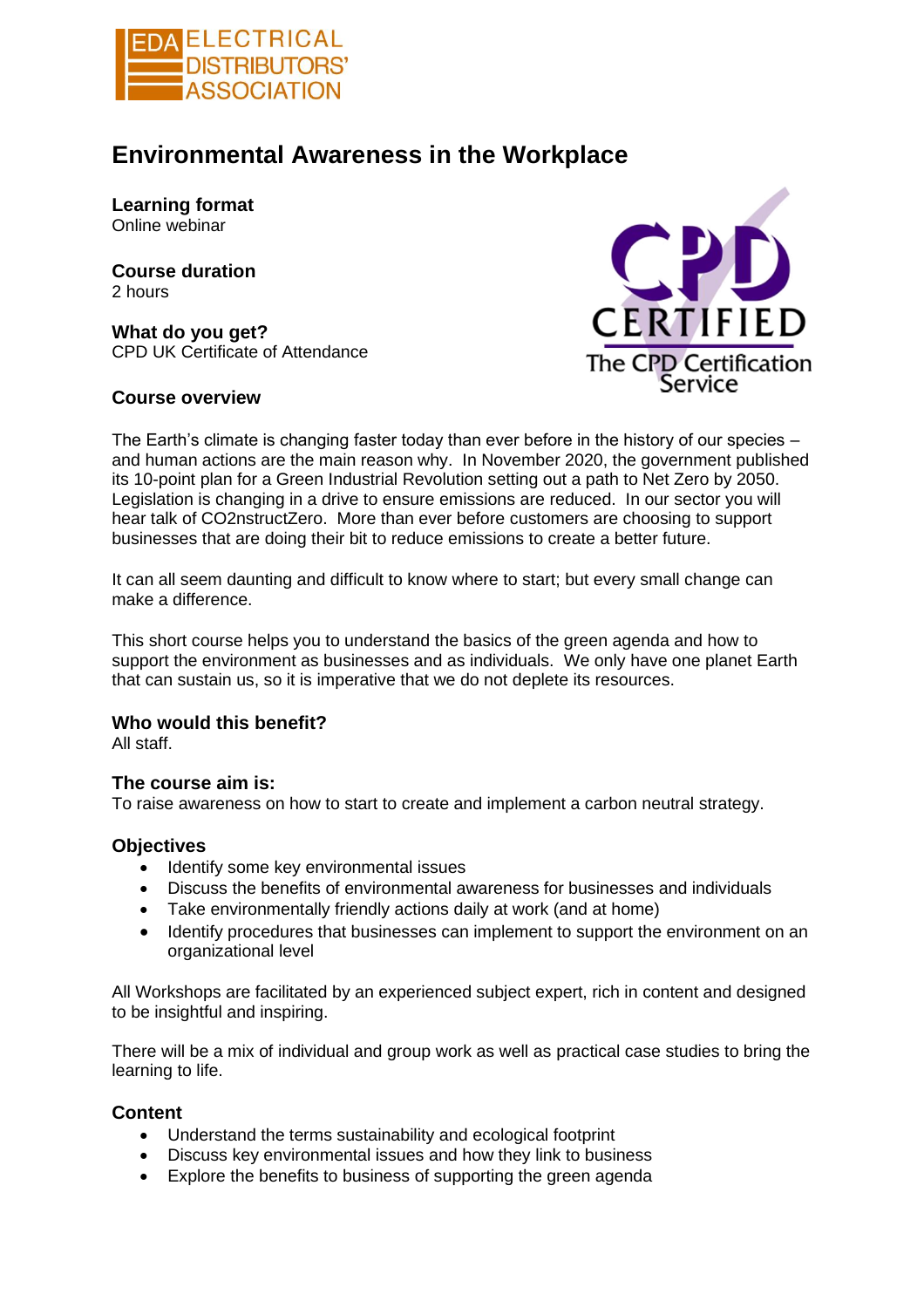# Environmental Awareness in the Workplace

**Learning format**
Online webinar

**Course duration**
2 hours

**What do you get?**
CPD UK Certificate of Attendance

**Course overview**

The Earth's climate is changing faster today than ever before in the history of our species – and human actions are the main reason why. In November 2020, the government published its 10-point plan for a Green Industrial Revolution setting out a path to Net Zero by 2050. Legislation is changing in a drive to ensure emissions are reduced. In our sector you will hear talk of CO2nstructZero. More than ever before customers are choosing to support businesses that are doing their bit to reduce emissions to create a better future.

It can all seem daunting and difficult to know where to start; but every small change can make a difference.

This short course helps you to understand the basics of the green agenda and how to support the environment as businesses and as individuals. We only have one planet Earth that can sustain us, so it is imperative that we do not deplete its resources.

**Who would this benefit?**
All staff.

**The course aim is:**
To raise awareness on how to start to create and implement a carbon neutral strategy.

**Objectives**

- Identify some key environmental issues
- Discuss the benefits of environmental awareness for businesses and individuals
- Take environmentally friendly actions daily at work (and at home)
- Identify procedures that businesses can implement to support the environment on an organizational level

All Workshops are facilitated by an experienced subject expert, rich in content and designed to be insightful and inspiring.

There will be a mix of individual and group work as well as practical case studies to bring the learning to life.

**Content**

- Understand the terms sustainability and ecological footprint
- Discuss key environmental issues and how they link to business
- Explore the benefits to business of supporting the green agenda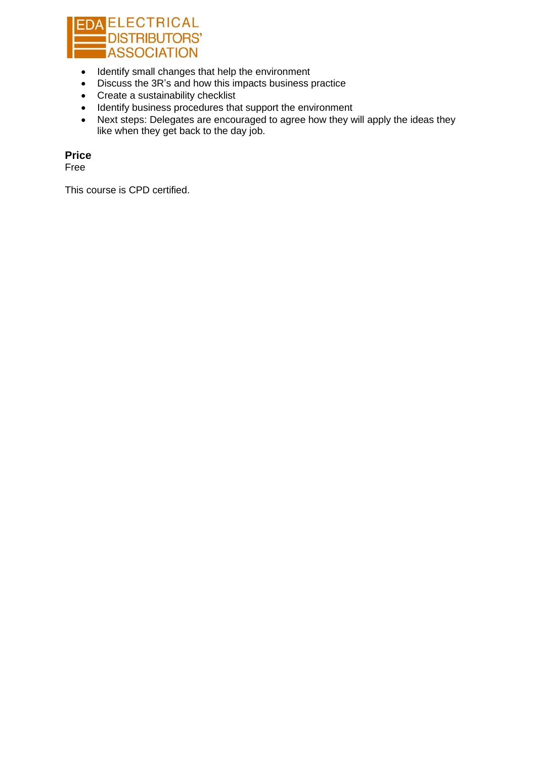- Identify small changes that help the environment
- Discuss the 3R's and how this impacts business practice
- Create a sustainability checklist
- Identify business procedures that support the environment
- Next steps: Delegates are encouraged to agree how they will apply the ideas they like when they get back to the day job.

**Price**
Free

This course is CPD certified.